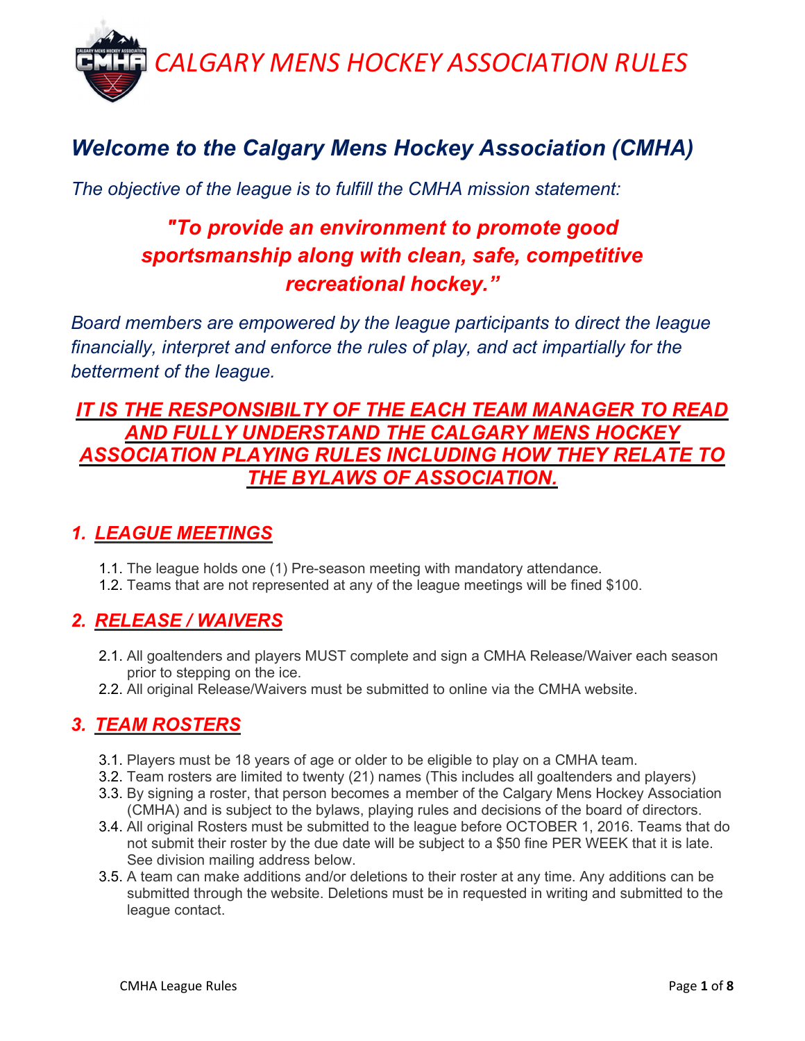# CALGARY MENS HOCKEY ASSOCIATION RULES

## *Welcome to the Calgary Mens Hockey Association (CMHA)*

*The objective of the league is to fulfill the CMHA mission statement:*

***"To provide an environment to promote good sportsmanship along with clean, safe, competitive recreational hockey."***

*Board members are empowered by the league participants to direct the league financially, interpret and enforce the rules of play, and act impartially for the betterment of the league.*

***IT IS THE RESPONSIBILTY OF THE EACH TEAM MANAGER TO READ AND FULLY UNDERSTAND THE CALGARY MENS HOCKEY ASSOCIATION PLAYING RULES INCLUDING HOW THEY RELATE TO THE BYLAWS OF ASSOCIATION.***

## *1. LEAGUE MEETINGS*

1.1. The league holds one (1) Pre-season meeting with mandatory attendance.
1.2. Teams that are not represented at any of the league meetings will be fined $100.

## *2. RELEASE / WAIVERS*

2.1. All goaltenders and players MUST complete and sign a CMHA Release/Waiver each season prior to stepping on the ice.
2.2. All original Release/Waivers must be submitted to online via the CMHA website.

## *3. TEAM ROSTERS*

3.1. Players must be 18 years of age or older to be eligible to play on a CMHA team.
3.2. Team rosters are limited to twenty (21) names (This includes all goaltenders and players)
3.3. By signing a roster, that person becomes a member of the Calgary Mens Hockey Association (CMHA) and is subject to the bylaws, playing rules and decisions of the board of directors.
3.4. All original Rosters must be submitted to the league before OCTOBER 1, 2016. Teams that do not submit their roster by the due date will be subject to a $50 fine PER WEEK that it is late. See division mailing address below.
3.5. A team can make additions and/or deletions to their roster at any time. Any additions can be submitted through the website. Deletions must be in requested in writing and submitted to the league contact.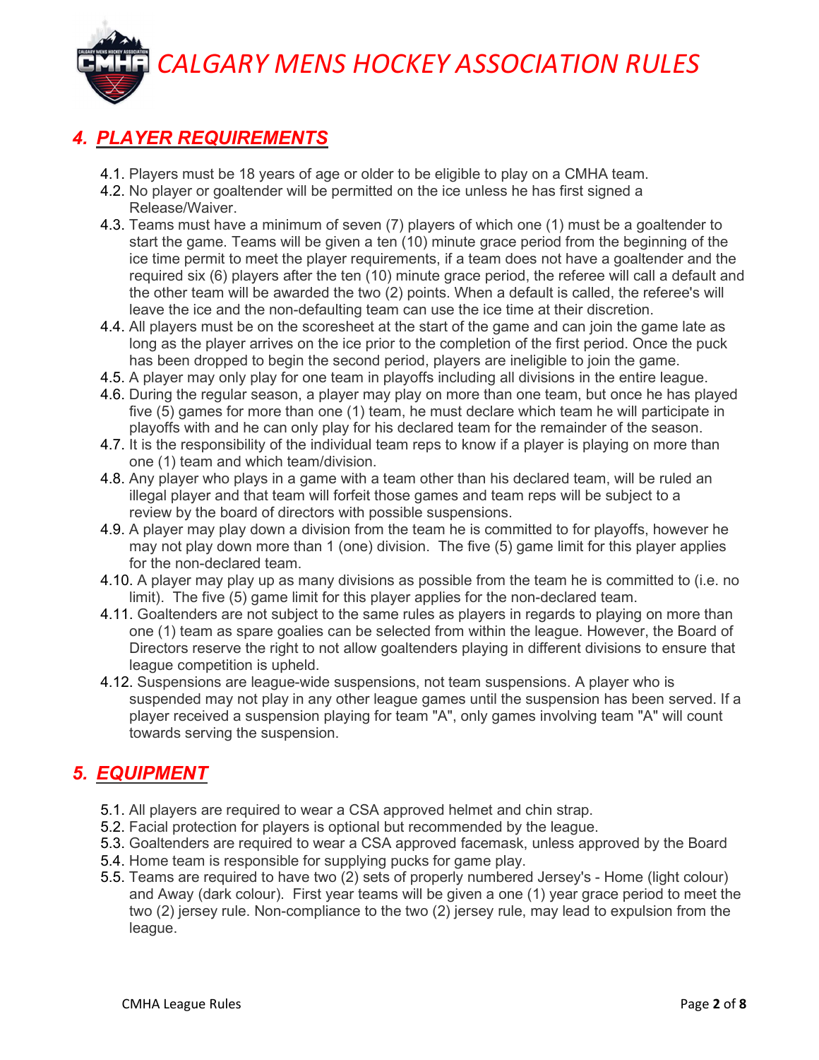## 4. PLAYER REQUIREMENTS

4.1. Players must be 18 years of age or older to be eligible to play on a CMHA team.

4.2. No player or goaltender will be permitted on the ice unless he has first signed a Release/Waiver.

4.3. Teams must have a minimum of seven (7) players of which one (1) must be a goaltender to start the game. Teams will be given a ten (10) minute grace period from the beginning of the ice time permit to meet the player requirements, if a team does not have a goaltender and the required six (6) players after the ten (10) minute grace period, the referee will call a default and the other team will be awarded the two (2) points. When a default is called, the referee's will leave the ice and the non-defaulting team can use the ice time at their discretion.

4.4. All players must be on the scoresheet at the start of the game and can join the game late as long as the player arrives on the ice prior to the completion of the first period. Once the puck has been dropped to begin the second period, players are ineligible to join the game.

4.5. A player may only play for one team in playoffs including all divisions in the entire league.

4.6. During the regular season, a player may play on more than one team, but once he has played five (5) games for more than one (1) team, he must declare which team he will participate in playoffs with and he can only play for his declared team for the remainder of the season.

4.7. It is the responsibility of the individual team reps to know if a player is playing on more than one (1) team and which team/division.

4.8. Any player who plays in a game with a team other than his declared team, will be ruled an illegal player and that team will forfeit those games and team reps will be subject to a review by the board of directors with possible suspensions.

4.9. A player may play down a division from the team he is committed to for playoffs, however he may not play down more than 1 (one) division. The five (5) game limit for this player applies for the non-declared team.

4.10. A player may play up as many divisions as possible from the team he is committed to (i.e. no limit). The five (5) game limit for this player applies for the non-declared team.

4.11. Goaltenders are not subject to the same rules as players in regards to playing on more than one (1) team as spare goalies can be selected from within the league. However, the Board of Directors reserve the right to not allow goaltenders playing in different divisions to ensure that league competition is upheld.

4.12. Suspensions are league-wide suspensions, not team suspensions. A player who is suspended may not play in any other league games until the suspension has been served. If a player received a suspension playing for team "A", only games involving team "A" will count towards serving the suspension.

## 5. EQUIPMENT

5.1. All players are required to wear a CSA approved helmet and chin strap.

5.2. Facial protection for players is optional but recommended by the league.

5.3. Goaltenders are required to wear a CSA approved facemask, unless approved by the Board

5.4. Home team is responsible for supplying pucks for game play.

5.5. Teams are required to have two (2) sets of properly numbered Jersey's - Home (light colour) and Away (dark colour). First year teams will be given a one (1) year grace period to meet the two (2) jersey rule. Non-compliance to the two (2) jersey rule, may lead to expulsion from the league.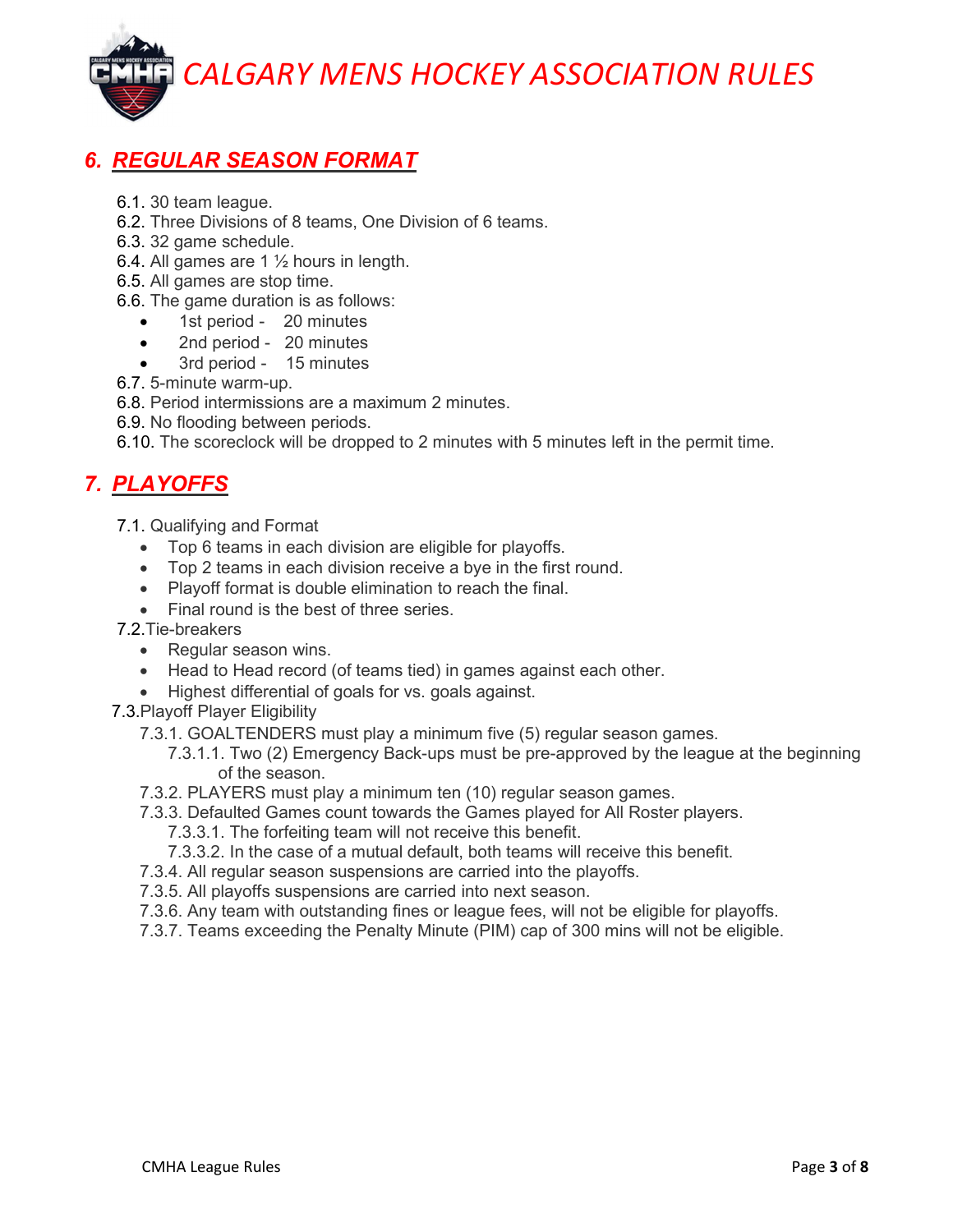## 6. REGULAR SEASON FORMAT

6.1. 30 team league.
6.2. Three Divisions of 8 teams, One Division of 6 teams.
6.3. 32 game schedule.
6.4. All games are 1 ½ hours in length.
6.5. All games are stop time.
6.6. The game duration is as follows:

- 1st period - 20 minutes
- 2nd period - 20 minutes
- 3rd period - 15 minutes

6.7. 5-minute warm-up.
6.8. Period intermissions are a maximum 2 minutes.
6.9. No flooding between periods.
6.10. The scoreclock will be dropped to 2 minutes with 5 minutes left in the permit time.

## 7. PLAYOFFS

7.1. Qualifying and Format

- Top 6 teams in each division are eligible for playoffs.
- Top 2 teams in each division receive a bye in the first round.
- Playoff format is double elimination to reach the final.
- Final round is the best of three series.

7.2. Tie-breakers

- Regular season wins.
- Head to Head record (of teams tied) in games against each other.
- Highest differential of goals for vs. goals against.

7.3. Playoff Player Eligibility

7.3.1. GOALTENDERS must play a minimum five (5) regular season games.
7.3.1.1. Two (2) Emergency Back-ups must be pre-approved by the league at the beginning of the season.
7.3.2. PLAYERS must play a minimum ten (10) regular season games.
7.3.3. Defaulted Games count towards the Games played for All Roster players.
7.3.3.1. The forfeiting team will not receive this benefit.
7.3.3.2. In the case of a mutual default, both teams will receive this benefit.
7.3.4. All regular season suspensions are carried into the playoffs.
7.3.5. All playoffs suspensions are carried into next season.
7.3.6. Any team with outstanding fines or league fees, will not be eligible for playoffs.
7.3.7. Teams exceeding the Penalty Minute (PIM) cap of 300 mins will not be eligible.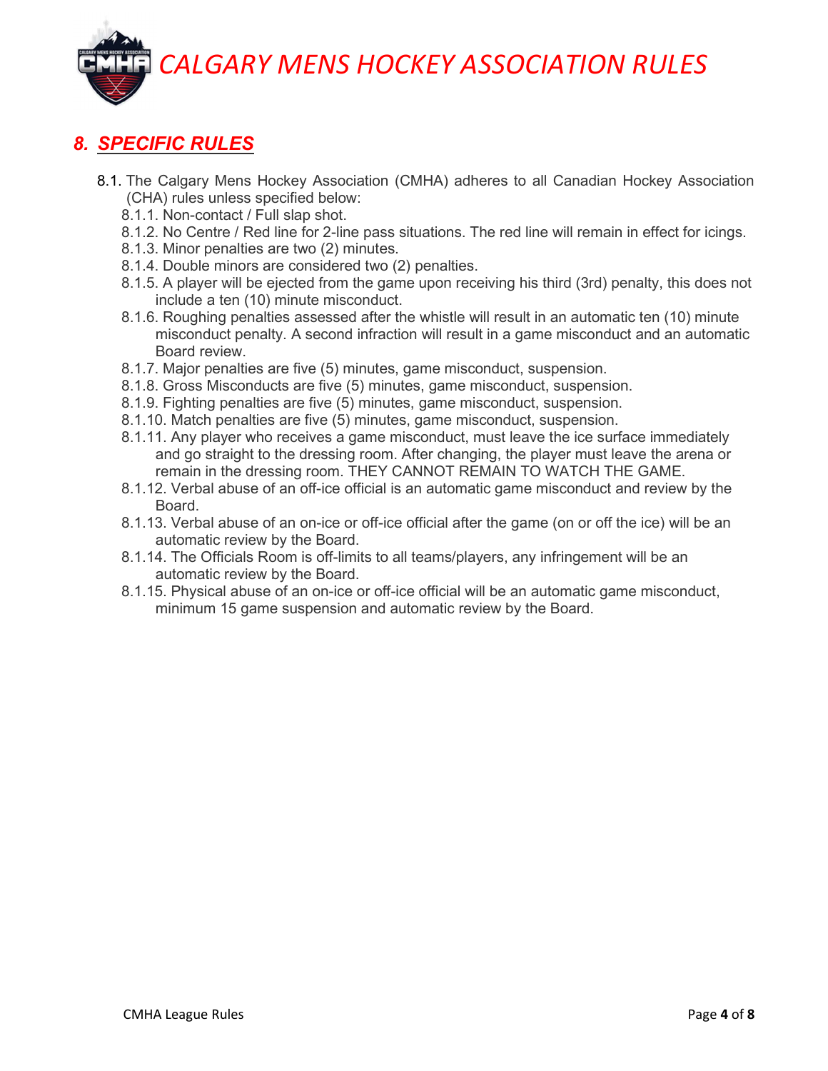## *8. SPECIFIC RULES*

8.1. The Calgary Mens Hockey Association (CMHA) adheres to all Canadian Hockey Association (CHA) rules unless specified below:

- 8.1.1. Non-contact / Full slap shot.
- 8.1.2. No Centre / Red line for 2-line pass situations. The red line will remain in effect for icings.
- 8.1.3. Minor penalties are two (2) minutes.
- 8.1.4. Double minors are considered two (2) penalties.
- 8.1.5. A player will be ejected from the game upon receiving his third (3rd) penalty, this does not include a ten (10) minute misconduct.
- 8.1.6. Roughing penalties assessed after the whistle will result in an automatic ten (10) minute misconduct penalty. A second infraction will result in a game misconduct and an automatic Board review.
- 8.1.7. Major penalties are five (5) minutes, game misconduct, suspension.
- 8.1.8. Gross Misconducts are five (5) minutes, game misconduct, suspension.
- 8.1.9. Fighting penalties are five (5) minutes, game misconduct, suspension.
- 8.1.10. Match penalties are five (5) minutes, game misconduct, suspension.
- 8.1.11. Any player who receives a game misconduct, must leave the ice surface immediately and go straight to the dressing room. After changing, the player must leave the arena or remain in the dressing room. THEY CANNOT REMAIN TO WATCH THE GAME.
- 8.1.12. Verbal abuse of an off-ice official is an automatic game misconduct and review by the Board.
- 8.1.13. Verbal abuse of an on-ice or off-ice official after the game (on or off the ice) will be an automatic review by the Board.
- 8.1.14. The Officials Room is off-limits to all teams/players, any infringement will be an automatic review by the Board.
- 8.1.15. Physical abuse of an on-ice or off-ice official will be an automatic game misconduct, minimum 15 game suspension and automatic review by the Board.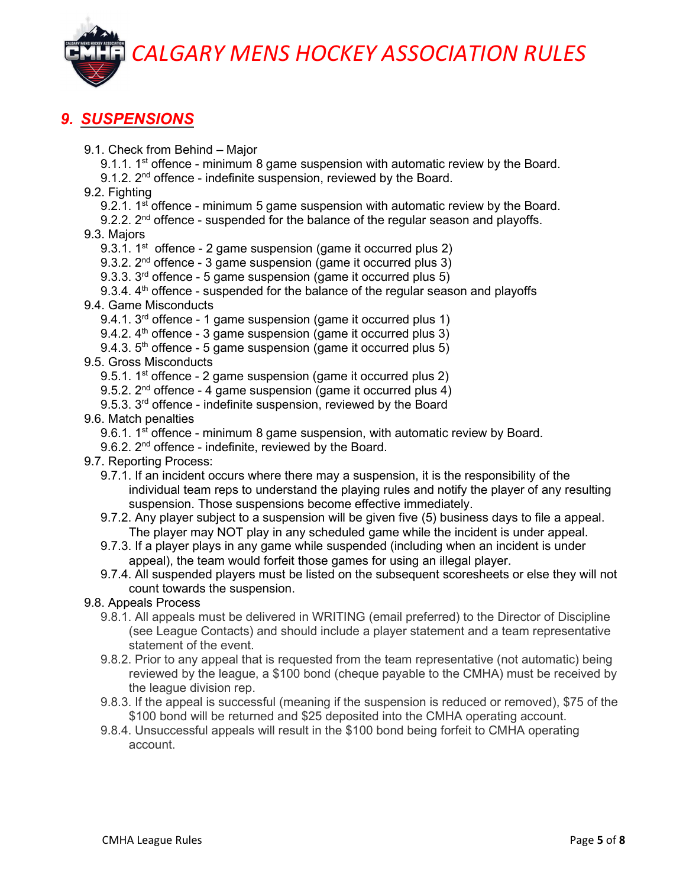# 9. SUSPENSIONS

- 9.1. Check from Behind – Major
  - 9.1.1. 1st offence - minimum 8 game suspension with automatic review by the Board.
  - 9.1.2. 2nd offence - indefinite suspension, reviewed by the Board.
- 9.2. Fighting
  - 9.2.1. 1st offence - minimum 5 game suspension with automatic review by the Board.
  - 9.2.2. 2nd offence - suspended for the balance of the regular season and playoffs.
- 9.3. Majors
  - 9.3.1. 1st offence - 2 game suspension (game it occurred plus 2)
  - 9.3.2. 2nd offence - 3 game suspension (game it occurred plus 3)
  - 9.3.3. 3rd offence - 5 game suspension (game it occurred plus 5)
  - 9.3.4. 4th offence - suspended for the balance of the regular season and playoffs
- 9.4. Game Misconducts
  - 9.4.1. 3rd offence - 1 game suspension (game it occurred plus 1)
  - 9.4.2. 4th offence - 3 game suspension (game it occurred plus 3)
  - 9.4.3. 5th offence - 5 game suspension (game it occurred plus 5)
- 9.5. Gross Misconducts
  - 9.5.1. 1st offence - 2 game suspension (game it occurred plus 2)
  - 9.5.2. 2nd offence - 4 game suspension (game it occurred plus 4)
  - 9.5.3. 3rd offence - indefinite suspension, reviewed by the Board
- 9.6. Match penalties
  - 9.6.1. 1st offence - minimum 8 game suspension, with automatic review by Board.
  - 9.6.2. 2nd offence - indefinite, reviewed by the Board.
- 9.7. Reporting Process:
  - 9.7.1. If an incident occurs where there may a suspension, it is the responsibility of the individual team reps to understand the playing rules and notify the player of any resulting suspension. Those suspensions become effective immediately.
  - 9.7.2. Any player subject to a suspension will be given five (5) business days to file a appeal. The player may NOT play in any scheduled game while the incident is under appeal.
  - 9.7.3. If a player plays in any game while suspended (including when an incident is under appeal), the team would forfeit those games for using an illegal player.
  - 9.7.4. All suspended players must be listed on the subsequent scoresheets or else they will not count towards the suspension.
- 9.8. Appeals Process
  - 9.8.1. All appeals must be delivered in WRITING (email preferred) to the Director of Discipline (see League Contacts) and should include a player statement and a team representative statement of the event.
  - 9.8.2. Prior to any appeal that is requested from the team representative (not automatic) being reviewed by the league, a $100 bond (cheque payable to the CMHA) must be received by the league division rep.
  - 9.8.3. If the appeal is successful (meaning if the suspension is reduced or removed), $75 of the $100 bond will be returned and $25 deposited into the CMHA operating account.
  - 9.8.4. Unsuccessful appeals will result in the $100 bond being forfeit to CMHA operating account.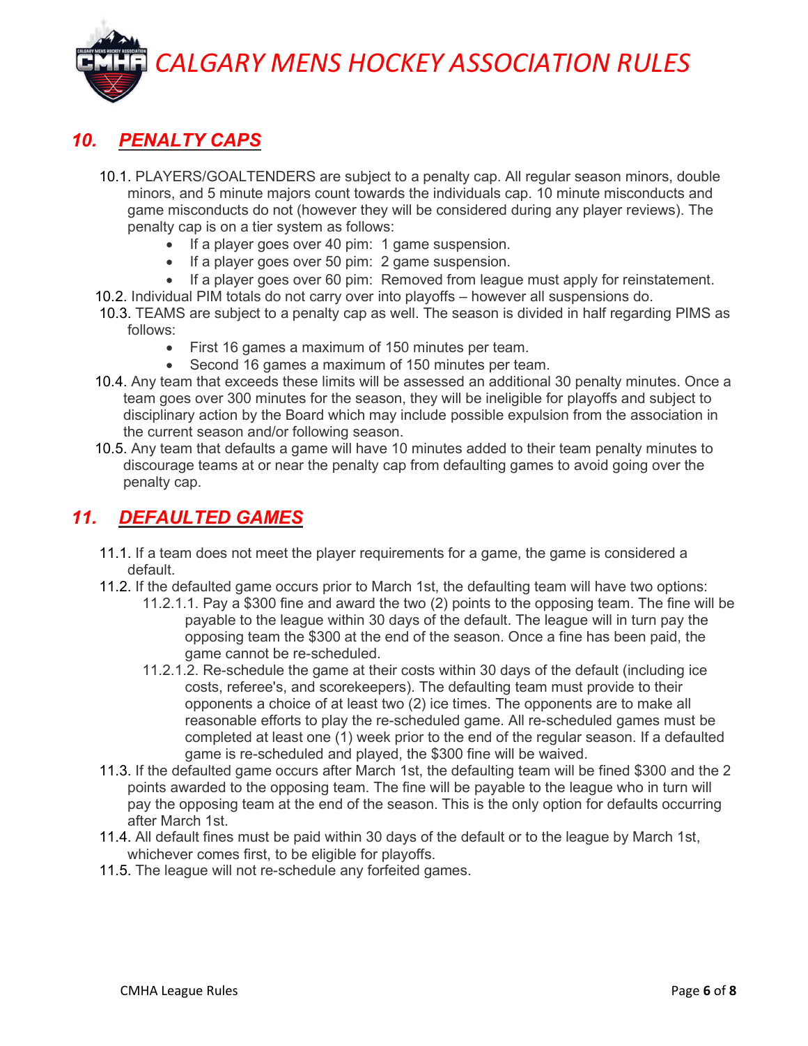## 10. PENALTY CAPS

10.1. PLAYERS/GOALTENDERS are subject to a penalty cap. All regular season minors, double minors, and 5 minute majors count towards the individuals cap. 10 minute misconducts and game misconducts do not (however they will be considered during any player reviews). The penalty cap is on a tier system as follows:

- If a player goes over 40 pim: 1 game suspension.
- If a player goes over 50 pim: 2 game suspension.
- If a player goes over 60 pim: Removed from league must apply for reinstatement.

10.2. Individual PIM totals do not carry over into playoffs – however all suspensions do.

10.3. TEAMS are subject to a penalty cap as well. The season is divided in half regarding PIMS as follows:

- First 16 games a maximum of 150 minutes per team.
- Second 16 games a maximum of 150 minutes per team.

10.4. Any team that exceeds these limits will be assessed an additional 30 penalty minutes. Once a team goes over 300 minutes for the season, they will be ineligible for playoffs and subject to disciplinary action by the Board which may include possible expulsion from the association in the current season and/or following season.

10.5. Any team that defaults a game will have 10 minutes added to their team penalty minutes to discourage teams at or near the penalty cap from defaulting games to avoid going over the penalty cap.

## 11. DEFAULTED GAMES

11.1. If a team does not meet the player requirements for a game, the game is considered a default.

11.2. If the defaulted game occurs prior to March 1st, the defaulting team will have two options:

11.2.1.1. Pay a $300 fine and award the two (2) points to the opposing team. The fine will be payable to the league within 30 days of the default. The league will in turn pay the opposing team the $300 at the end of the season. Once a fine has been paid, the game cannot be re-scheduled.

11.2.1.2. Re-schedule the game at their costs within 30 days of the default (including ice costs, referee's, and scorekeepers). The defaulting team must provide to their opponents a choice of at least two (2) ice times. The opponents are to make all reasonable efforts to play the re-scheduled game. All re-scheduled games must be completed at least one (1) week prior to the end of the regular season. If a defaulted game is re-scheduled and played, the $300 fine will be waived.

11.3. If the defaulted game occurs after March 1st, the defaulting team will be fined $300 and the 2 points awarded to the opposing team. The fine will be payable to the league who in turn will pay the opposing team at the end of the season. This is the only option for defaults occurring after March 1st.

11.4. All default fines must be paid within 30 days of the default or to the league by March 1st, whichever comes first, to be eligible for playoffs.

11.5. The league will not re-schedule any forfeited games.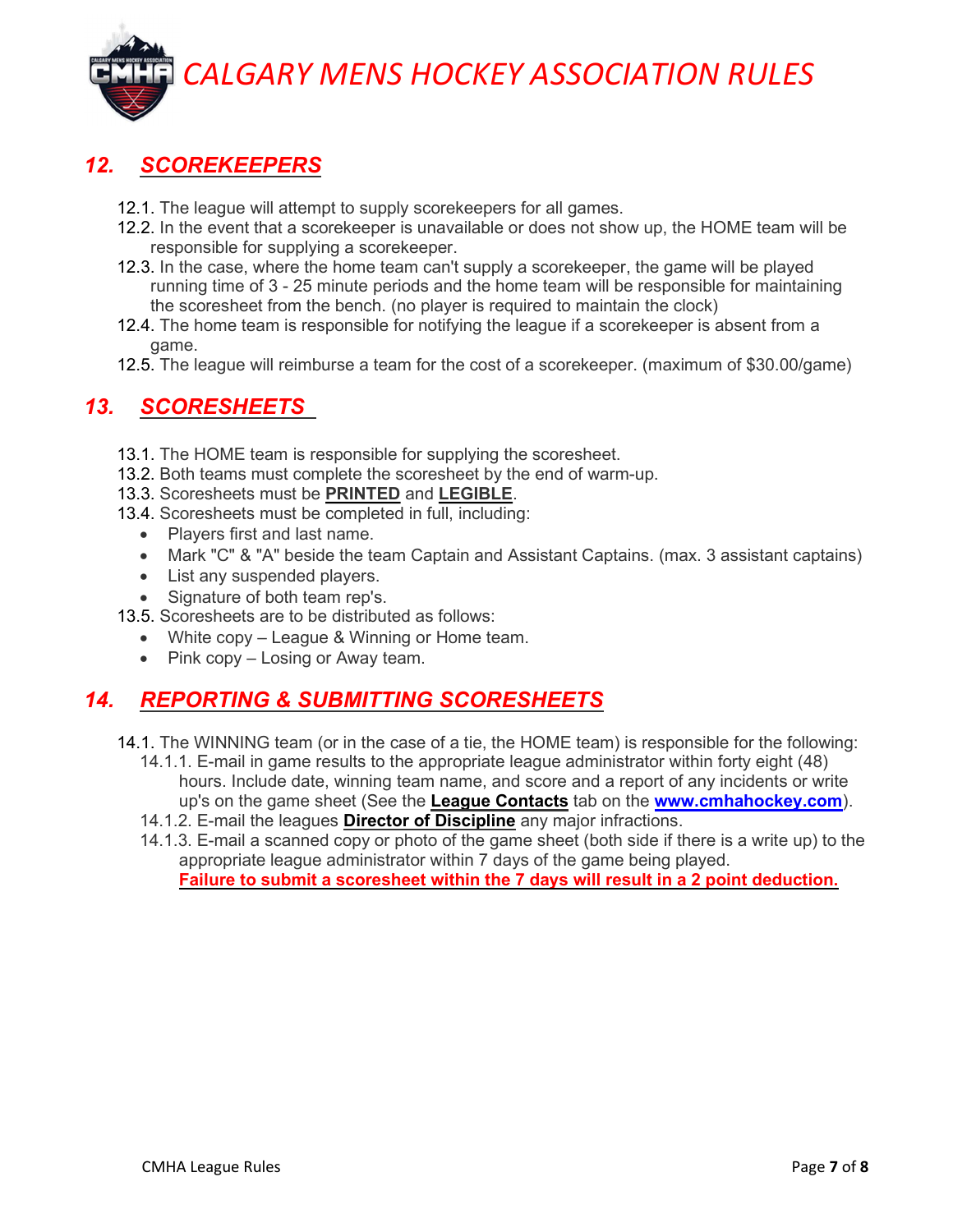## 12. SCOREKEEPERS

12.1. The league will attempt to supply scorekeepers for all games.
12.2. In the event that a scorekeeper is unavailable or does not show up, the HOME team will be responsible for supplying a scorekeeper.
12.3. In the case, where the home team can't supply a scorekeeper, the game will be played running time of 3 - 25 minute periods and the home team will be responsible for maintaining the scoresheet from the bench. (no player is required to maintain the clock)
12.4. The home team is responsible for notifying the league if a scorekeeper is absent from a game.
12.5. The league will reimburse a team for the cost of a scorekeeper. (maximum of $30.00/game)

## 13. SCORESHEETS

13.1. The HOME team is responsible for supplying the scoresheet.
13.2. Both teams must complete the scoresheet by the end of warm-up.
13.3. Scoresheets must be **PRINTED** and **LEGIBLE**.
13.4. Scoresheets must be completed in full, including:

- Players first and last name.
- Mark "C" & "A" beside the team Captain and Assistant Captains. (max. 3 assistant captains)
- List any suspended players.
- Signature of both team rep's.

13.5. Scoresheets are to be distributed as follows:

- White copy – League & Winning or Home team.
- Pink copy – Losing or Away team.

## 14. REPORTING & SUBMITTING SCORESHEETS

14.1. The WINNING team (or in the case of a tie, the HOME team) is responsible for the following:

14.1.1. E-mail in game results to the appropriate league administrator within forty eight (48) hours. Include date, winning team name, and score and a report of any incidents or write up's on the game sheet (See the **League Contacts** tab on the **www.cmhahockey.com**).

14.1.2. E-mail the leagues **Director of Discipline** any major infractions.

14.1.3. E-mail a scanned copy or photo of the game sheet (both side if there is a write up) to the appropriate league administrator within 7 days of the game being played.
**Failure to submit a scoresheet within the 7 days will result in a 2 point deduction.**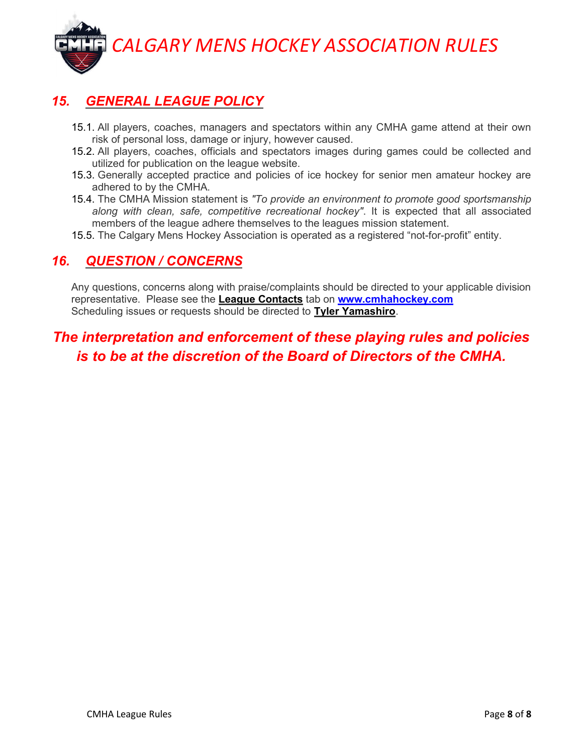# CALGARY MENS HOCKEY ASSOCIATION RULES

## *15. GENERAL LEAGUE POLICY*

15.1. All players, coaches, managers and spectators within any CMHA game attend at their own risk of personal loss, damage or injury, however caused.

15.2. All players, coaches, officials and spectators images during games could be collected and utilized for publication on the league website.

15.3. Generally accepted practice and policies of ice hockey for senior men amateur hockey are adhered to by the CMHA.

15.4. The CMHA Mission statement is *"To provide an environment to promote good sportsmanship along with clean, safe, competitive recreational hockey"*. It is expected that all associated members of the league adhere themselves to the leagues mission statement.

15.5. The Calgary Mens Hockey Association is operated as a registered "not-for-profit" entity.

## *16. QUESTION / CONCERNS*

Any questions, concerns along with praise/complaints should be directed to your applicable division representative. Please see the **League Contacts** tab on **www.cmhahockey.com**
Scheduling issues or requests should be directed to **Tyler Yamashiro**.

***The interpretation and enforcement of these playing rules and policies is to be at the discretion of the Board of Directors of the CMHA.***